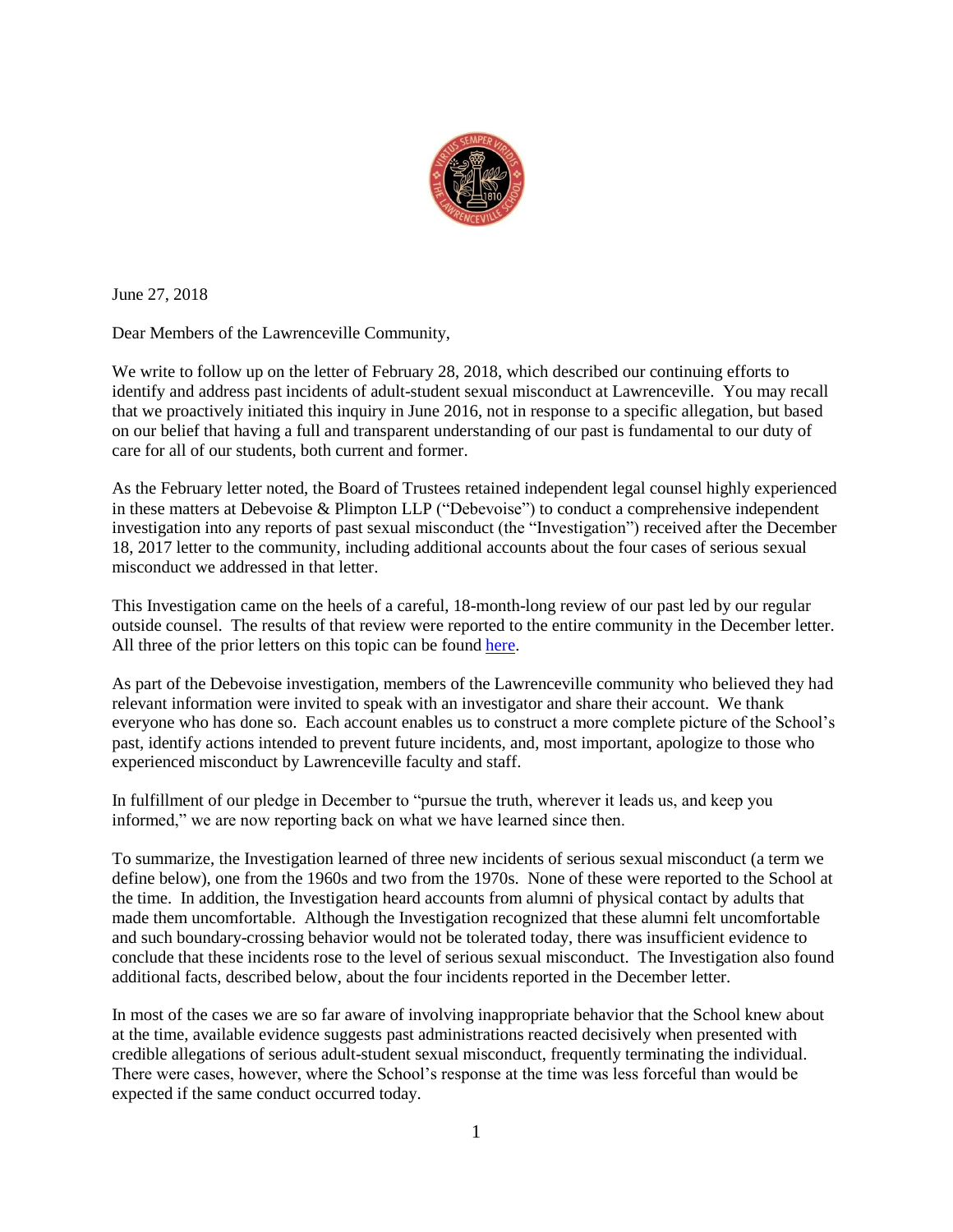June 27, 2018

Dear Members of the Lawrenceville Community,

We write to follow up on the letter of February 28, 2018, which described our continuing efforts to identify and address past incidents of adult-student sexual misconduct at Lawrenceville. You may recall that we proactively initiated this inquiry in June 2016, not in response to a specific allegation, but based on our belief that having a full and transparent understanding of our past is fundamental to our duty of care for all of our students, both current and former.

As the February letter noted, the Board of Trustees retained independent legal counsel highly experienced in these matters at Debevoise & Plimpton LLP ("Debevoise") to conduct a comprehensive independent investigation into any reports of past sexual misconduct (the "Investigation") received after the December 18, 2017 letter to the community, including additional accounts about the four cases of serious sexual misconduct we addressed in that letter.

This Investigation came on the heels of a careful, 18-month-long review of our past led by our regular outside counsel. The results of that review were reported to the entire community in the December letter. All three of the prior letters on this topic can be found here.

As part of the Debevoise investigation, members of the Lawrenceville community who believed they had relevant information were invited to speak with an investigator and share their account. We thank everyone who has done so. Each account enables us to construct a more complete picture of the School's past, identify actions intended to prevent future incidents, and, most important, apologize to those who experienced misconduct by Lawrenceville faculty and staff.

In fulfillment of our pledge in December to "pursue the truth, wherever it leads us, and keep you informed," we are now reporting back on what we have learned since then.

To summarize, the Investigation learned of three new incidents of serious sexual misconduct (a term we define below), one from the 1960s and two from the 1970s. None of these were reported to the School at the time. In addition, the Investigation heard accounts from alumni of physical contact by adults that made them uncomfortable. Although the Investigation recognized that these alumni felt uncomfortable and such boundary-crossing behavior would not be tolerated today, there was insufficient evidence to conclude that these incidents rose to the level of serious sexual misconduct. The Investigation also found additional facts, described below, about the four incidents reported in the December letter.

In most of the cases we are so far aware of involving inappropriate behavior that the School knew about at the time, available evidence suggests past administrations reacted decisively when presented with credible allegations of serious adult-student sexual misconduct, frequently terminating the individual. There were cases, however, where the School's response at the time was less forceful than would be expected if the same conduct occurred today.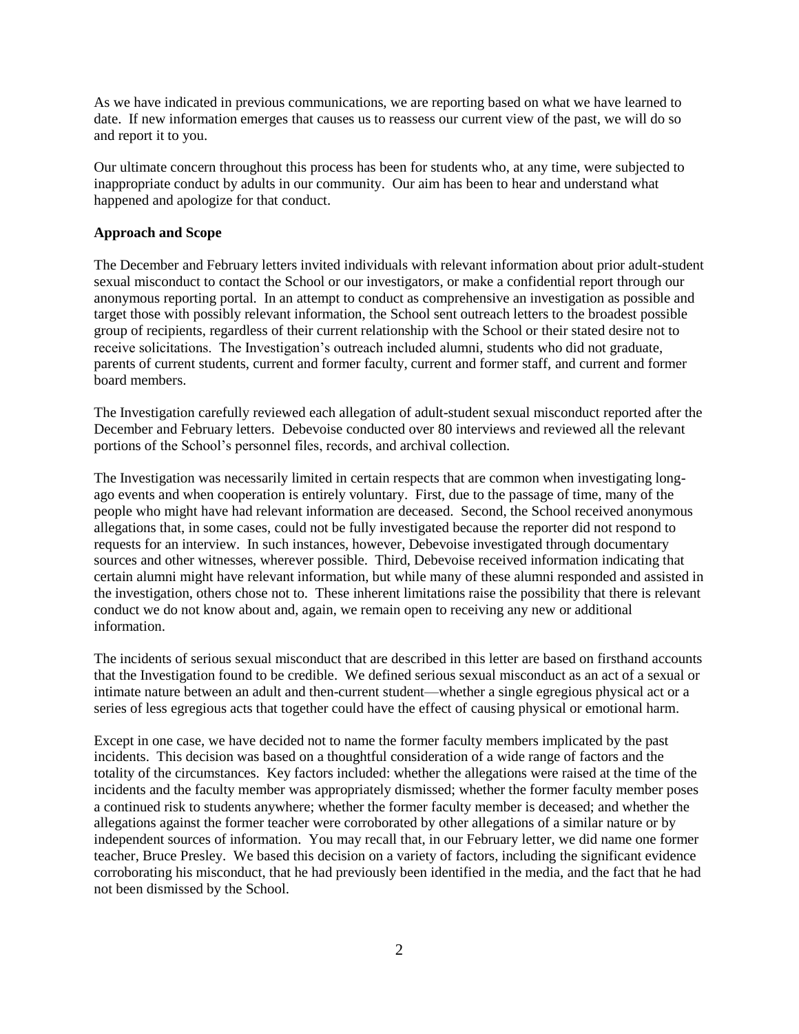As we have indicated in previous communications, we are reporting based on what we have learned to date. If new information emerges that causes us to reassess our current view of the past, we will do so and report it to you.

Our ultimate concern throughout this process has been for students who, at any time, were subjected to inappropriate conduct by adults in our community. Our aim has been to hear and understand what happened and apologize for that conduct.

**Approach and Scope**

The December and February letters invited individuals with relevant information about prior adult-student sexual misconduct to contact the School or our investigators, or make a confidential report through our anonymous reporting portal. In an attempt to conduct as comprehensive an investigation as possible and target those with possibly relevant information, the School sent outreach letters to the broadest possible group of recipients, regardless of their current relationship with the School or their stated desire not to receive solicitations. The Investigation's outreach included alumni, students who did not graduate, parents of current students, current and former faculty, current and former staff, and current and former board members.

The Investigation carefully reviewed each allegation of adult-student sexual misconduct reported after the December and February letters. Debevoise conducted over 80 interviews and reviewed all the relevant portions of the School's personnel files, records, and archival collection.

The Investigation was necessarily limited in certain respects that are common when investigating long-ago events and when cooperation is entirely voluntary. First, due to the passage of time, many of the people who might have had relevant information are deceased. Second, the School received anonymous allegations that, in some cases, could not be fully investigated because the reporter did not respond to requests for an interview. In such instances, however, Debevoise investigated through documentary sources and other witnesses, wherever possible. Third, Debevoise received information indicating that certain alumni might have relevant information, but while many of these alumni responded and assisted in the investigation, others chose not to. These inherent limitations raise the possibility that there is relevant conduct we do not know about and, again, we remain open to receiving any new or additional information.

The incidents of serious sexual misconduct that are described in this letter are based on firsthand accounts that the Investigation found to be credible. We defined serious sexual misconduct as an act of a sexual or intimate nature between an adult and then-current student—whether a single egregious physical act or a series of less egregious acts that together could have the effect of causing physical or emotional harm.

Except in one case, we have decided not to name the former faculty members implicated by the past incidents. This decision was based on a thoughtful consideration of a wide range of factors and the totality of the circumstances. Key factors included: whether the allegations were raised at the time of the incidents and the faculty member was appropriately dismissed; whether the former faculty member poses a continued risk to students anywhere; whether the former faculty member is deceased; and whether the allegations against the former teacher were corroborated by other allegations of a similar nature or by independent sources of information. You may recall that, in our February letter, we did name one former teacher, Bruce Presley. We based this decision on a variety of factors, including the significant evidence corroborating his misconduct, that he had previously been identified in the media, and the fact that he had not been dismissed by the School.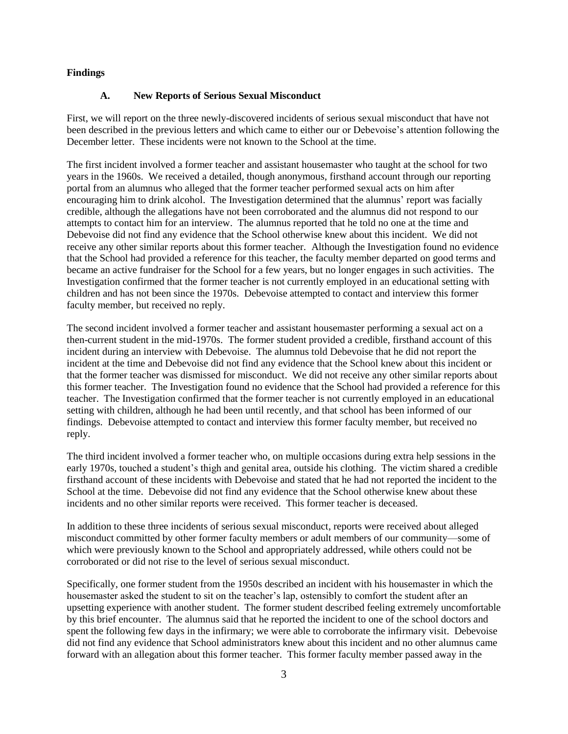## Findings

### A. New Reports of Serious Sexual Misconduct

First, we will report on the three newly-discovered incidents of serious sexual misconduct that have not been described in the previous letters and which came to either our or Debevoise's attention following the December letter. These incidents were not known to the School at the time.

The first incident involved a former teacher and assistant housemaster who taught at the school for two years in the 1960s. We received a detailed, though anonymous, firsthand account through our reporting portal from an alumnus who alleged that the former teacher performed sexual acts on him after encouraging him to drink alcohol. The Investigation determined that the alumnus' report was facially credible, although the allegations have not been corroborated and the alumnus did not respond to our attempts to contact him for an interview. The alumnus reported that he told no one at the time and Debevoise did not find any evidence that the School otherwise knew about this incident. We did not receive any other similar reports about this former teacher. Although the Investigation found no evidence that the School had provided a reference for this teacher, the faculty member departed on good terms and became an active fundraiser for the School for a few years, but no longer engages in such activities. The Investigation confirmed that the former teacher is not currently employed in an educational setting with children and has not been since the 1970s. Debevoise attempted to contact and interview this former faculty member, but received no reply.

The second incident involved a former teacher and assistant housemaster performing a sexual act on a then-current student in the mid-1970s. The former student provided a credible, firsthand account of this incident during an interview with Debevoise. The alumnus told Debevoise that he did not report the incident at the time and Debevoise did not find any evidence that the School knew about this incident or that the former teacher was dismissed for misconduct. We did not receive any other similar reports about this former teacher. The Investigation found no evidence that the School had provided a reference for this teacher. The Investigation confirmed that the former teacher is not currently employed in an educational setting with children, although he had been until recently, and that school has been informed of our findings. Debevoise attempted to contact and interview this former faculty member, but received no reply.

The third incident involved a former teacher who, on multiple occasions during extra help sessions in the early 1970s, touched a student's thigh and genital area, outside his clothing. The victim shared a credible firsthand account of these incidents with Debevoise and stated that he had not reported the incident to the School at the time. Debevoise did not find any evidence that the School otherwise knew about these incidents and no other similar reports were received. This former teacher is deceased.

In addition to these three incidents of serious sexual misconduct, reports were received about alleged misconduct committed by other former faculty members or adult members of our community—some of which were previously known to the School and appropriately addressed, while others could not be corroborated or did not rise to the level of serious sexual misconduct.

Specifically, one former student from the 1950s described an incident with his housemaster in which the housemaster asked the student to sit on the teacher's lap, ostensibly to comfort the student after an upsetting experience with another student. The former student described feeling extremely uncomfortable by this brief encounter. The alumnus said that he reported the incident to one of the school doctors and spent the following few days in the infirmary; we were able to corroborate the infirmary visit. Debevoise did not find any evidence that School administrators knew about this incident and no other alumnus came forward with an allegation about this former teacher. This former faculty member passed away in the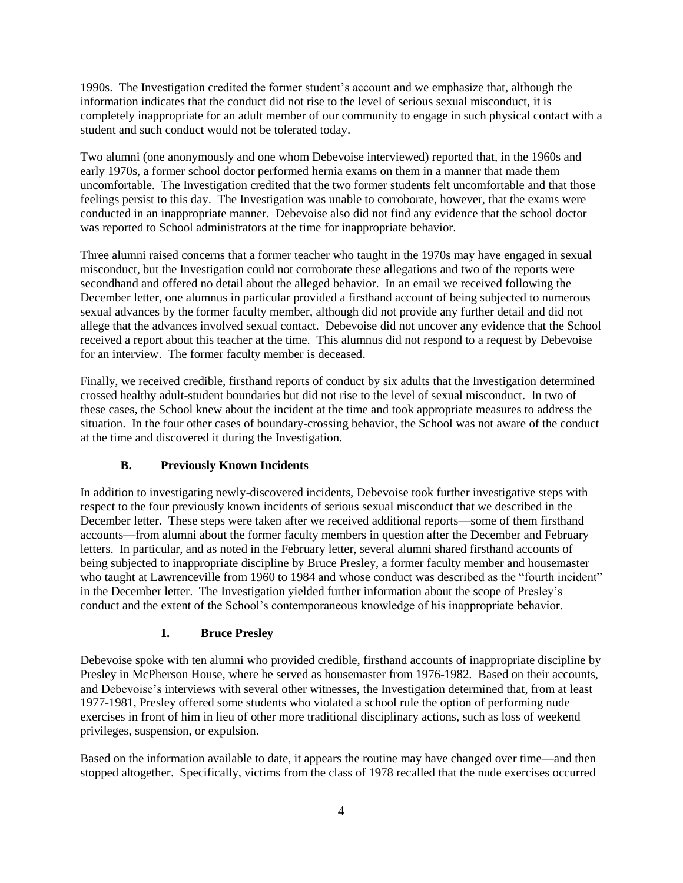1990s. The Investigation credited the former student's account and we emphasize that, although the information indicates that the conduct did not rise to the level of serious sexual misconduct, it is completely inappropriate for an adult member of our community to engage in such physical contact with a student and such conduct would not be tolerated today.

Two alumni (one anonymously and one whom Debevoise interviewed) reported that, in the 1960s and early 1970s, a former school doctor performed hernia exams on them in a manner that made them uncomfortable. The Investigation credited that the two former students felt uncomfortable and that those feelings persist to this day. The Investigation was unable to corroborate, however, that the exams were conducted in an inappropriate manner. Debevoise also did not find any evidence that the school doctor was reported to School administrators at the time for inappropriate behavior.

Three alumni raised concerns that a former teacher who taught in the 1970s may have engaged in sexual misconduct, but the Investigation could not corroborate these allegations and two of the reports were secondhand and offered no detail about the alleged behavior. In an email we received following the December letter, one alumnus in particular provided a firsthand account of being subjected to numerous sexual advances by the former faculty member, although did not provide any further detail and did not allege that the advances involved sexual contact. Debevoise did not uncover any evidence that the School received a report about this teacher at the time. This alumnus did not respond to a request by Debevoise for an interview. The former faculty member is deceased.

Finally, we received credible, firsthand reports of conduct by six adults that the Investigation determined crossed healthy adult-student boundaries but did not rise to the level of sexual misconduct. In two of these cases, the School knew about the incident at the time and took appropriate measures to address the situation. In the four other cases of boundary-crossing behavior, the School was not aware of the conduct at the time and discovered it during the Investigation.

### B. Previously Known Incidents

In addition to investigating newly-discovered incidents, Debevoise took further investigative steps with respect to the four previously known incidents of serious sexual misconduct that we described in the December letter. These steps were taken after we received additional reports—some of them firsthand accounts—from alumni about the former faculty members in question after the December and February letters. In particular, and as noted in the February letter, several alumni shared firsthand accounts of being subjected to inappropriate discipline by Bruce Presley, a former faculty member and housemaster who taught at Lawrenceville from 1960 to 1984 and whose conduct was described as the "fourth incident" in the December letter. The Investigation yielded further information about the scope of Presley's conduct and the extent of the School's contemporaneous knowledge of his inappropriate behavior.

#### 1. Bruce Presley

Debevoise spoke with ten alumni who provided credible, firsthand accounts of inappropriate discipline by Presley in McPherson House, where he served as housemaster from 1976-1982. Based on their accounts, and Debevoise's interviews with several other witnesses, the Investigation determined that, from at least 1977-1981, Presley offered some students who violated a school rule the option of performing nude exercises in front of him in lieu of other more traditional disciplinary actions, such as loss of weekend privileges, suspension, or expulsion.

Based on the information available to date, it appears the routine may have changed over time—and then stopped altogether. Specifically, victims from the class of 1978 recalled that the nude exercises occurred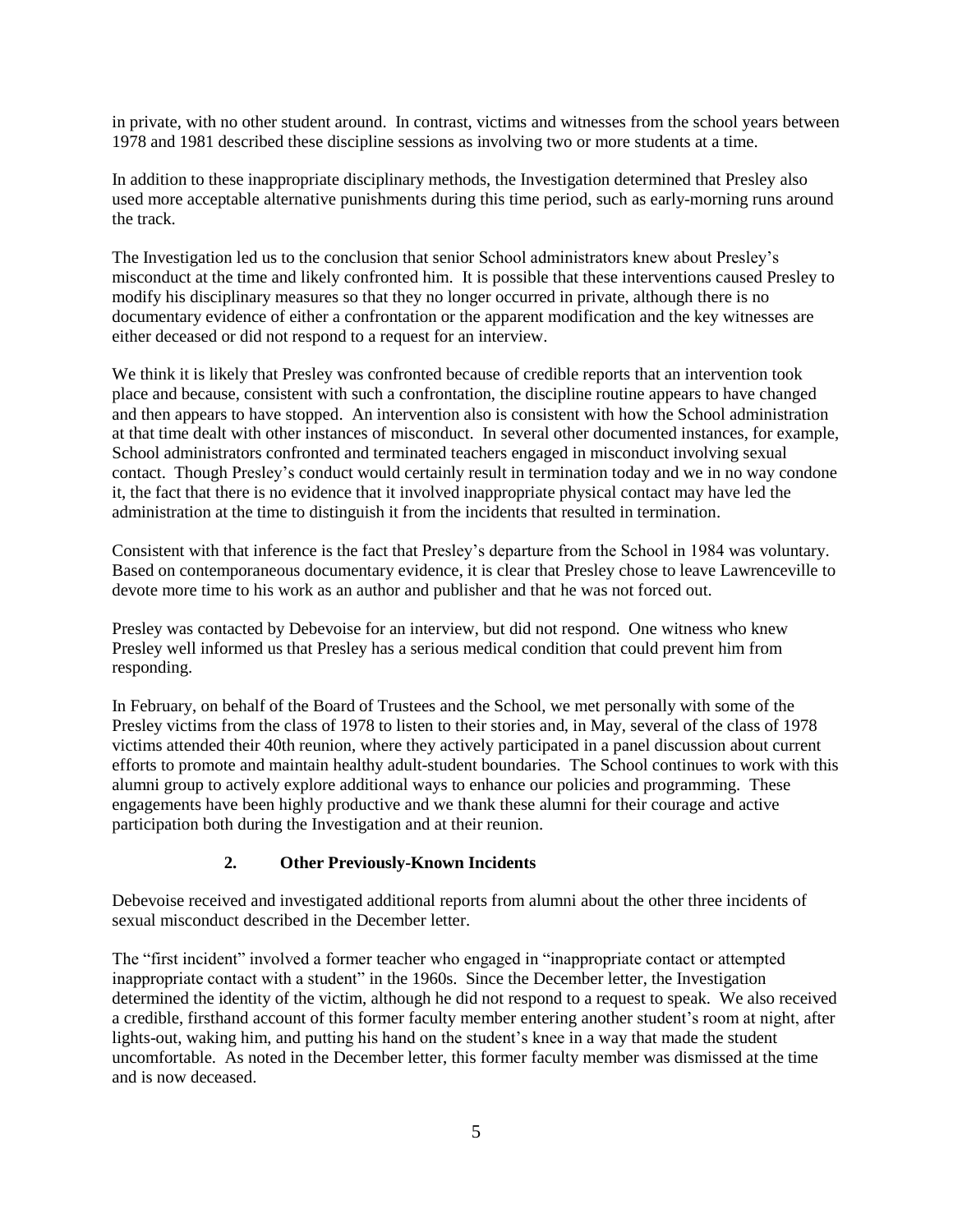in private, with no other student around. In contrast, victims and witnesses from the school years between 1978 and 1981 described these discipline sessions as involving two or more students at a time.

In addition to these inappropriate disciplinary methods, the Investigation determined that Presley also used more acceptable alternative punishments during this time period, such as early-morning runs around the track.

The Investigation led us to the conclusion that senior School administrators knew about Presley's misconduct at the time and likely confronted him. It is possible that these interventions caused Presley to modify his disciplinary measures so that they no longer occurred in private, although there is no documentary evidence of either a confrontation or the apparent modification and the key witnesses are either deceased or did not respond to a request for an interview.

We think it is likely that Presley was confronted because of credible reports that an intervention took place and because, consistent with such a confrontation, the discipline routine appears to have changed and then appears to have stopped. An intervention also is consistent with how the School administration at that time dealt with other instances of misconduct. In several other documented instances, for example, School administrators confronted and terminated teachers engaged in misconduct involving sexual contact. Though Presley's conduct would certainly result in termination today and we in no way condone it, the fact that there is no evidence that it involved inappropriate physical contact may have led the administration at the time to distinguish it from the incidents that resulted in termination.

Consistent with that inference is the fact that Presley's departure from the School in 1984 was voluntary. Based on contemporaneous documentary evidence, it is clear that Presley chose to leave Lawrenceville to devote more time to his work as an author and publisher and that he was not forced out.

Presley was contacted by Debevoise for an interview, but did not respond. One witness who knew Presley well informed us that Presley has a serious medical condition that could prevent him from responding.

In February, on behalf of the Board of Trustees and the School, we met personally with some of the Presley victims from the class of 1978 to listen to their stories and, in May, several of the class of 1978 victims attended their 40th reunion, where they actively participated in a panel discussion about current efforts to promote and maintain healthy adult-student boundaries. The School continues to work with this alumni group to actively explore additional ways to enhance our policies and programming. These engagements have been highly productive and we thank these alumni for their courage and active participation both during the Investigation and at their reunion.

### 2. Other Previously-Known Incidents

Debevoise received and investigated additional reports from alumni about the other three incidents of sexual misconduct described in the December letter.

The "first incident" involved a former teacher who engaged in "inappropriate contact or attempted inappropriate contact with a student" in the 1960s. Since the December letter, the Investigation determined the identity of the victim, although he did not respond to a request to speak. We also received a credible, firsthand account of this former faculty member entering another student's room at night, after lights-out, waking him, and putting his hand on the student's knee in a way that made the student uncomfortable. As noted in the December letter, this former faculty member was dismissed at the time and is now deceased.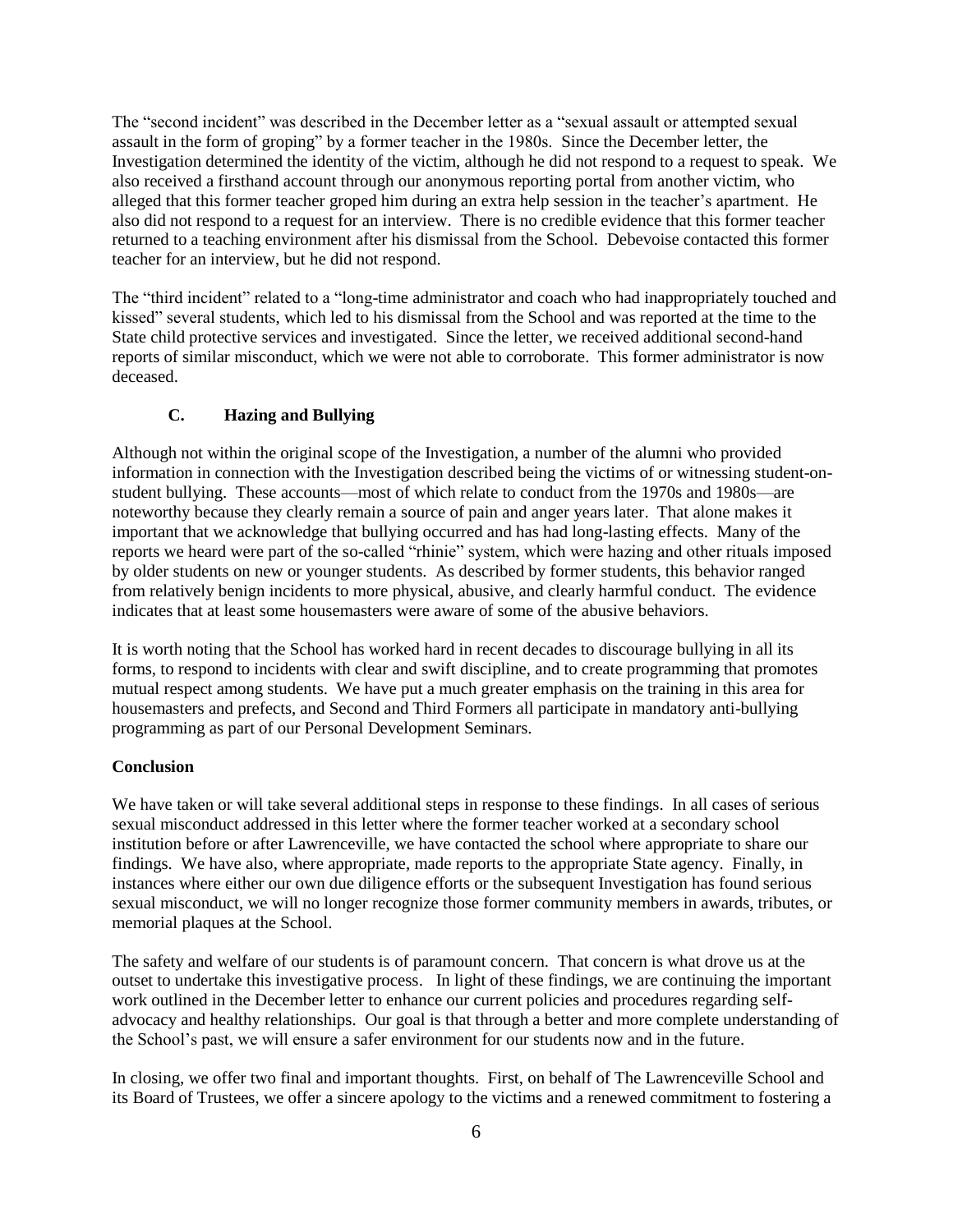The "second incident" was described in the December letter as a "sexual assault or attempted sexual assault in the form of groping" by a former teacher in the 1980s. Since the December letter, the Investigation determined the identity of the victim, although he did not respond to a request to speak. We also received a firsthand account through our anonymous reporting portal from another victim, who alleged that this former teacher groped him during an extra help session in the teacher's apartment. He also did not respond to a request for an interview. There is no credible evidence that this former teacher returned to a teaching environment after his dismissal from the School. Debevoise contacted this former teacher for an interview, but he did not respond.

The "third incident" related to a "long-time administrator and coach who had inappropriately touched and kissed" several students, which led to his dismissal from the School and was reported at the time to the State child protective services and investigated. Since the letter, we received additional second-hand reports of similar misconduct, which we were not able to corroborate. This former administrator is now deceased.

### C. Hazing and Bullying

Although not within the original scope of the Investigation, a number of the alumni who provided information in connection with the Investigation described being the victims of or witnessing student-on-student bullying. These accounts—most of which relate to conduct from the 1970s and 1980s—are noteworthy because they clearly remain a source of pain and anger years later. That alone makes it important that we acknowledge that bullying occurred and has had long-lasting effects. Many of the reports we heard were part of the so-called "rhinie" system, which were hazing and other rituals imposed by older students on new or younger students. As described by former students, this behavior ranged from relatively benign incidents to more physical, abusive, and clearly harmful conduct. The evidence indicates that at least some housemasters were aware of some of the abusive behaviors.

It is worth noting that the School has worked hard in recent decades to discourage bullying in all its forms, to respond to incidents with clear and swift discipline, and to create programming that promotes mutual respect among students. We have put a much greater emphasis on the training in this area for housemasters and prefects, and Second and Third Formers all participate in mandatory anti-bullying programming as part of our Personal Development Seminars.

### Conclusion

We have taken or will take several additional steps in response to these findings. In all cases of serious sexual misconduct addressed in this letter where the former teacher worked at a secondary school institution before or after Lawrenceville, we have contacted the school where appropriate to share our findings. We have also, where appropriate, made reports to the appropriate State agency. Finally, in instances where either our own due diligence efforts or the subsequent Investigation has found serious sexual misconduct, we will no longer recognize those former community members in awards, tributes, or memorial plaques at the School.

The safety and welfare of our students is of paramount concern. That concern is what drove us at the outset to undertake this investigative process. In light of these findings, we are continuing the important work outlined in the December letter to enhance our current policies and procedures regarding self-advocacy and healthy relationships. Our goal is that through a better and more complete understanding of the School's past, we will ensure a safer environment for our students now and in the future.

In closing, we offer two final and important thoughts. First, on behalf of The Lawrenceville School and its Board of Trustees, we offer a sincere apology to the victims and a renewed commitment to fostering a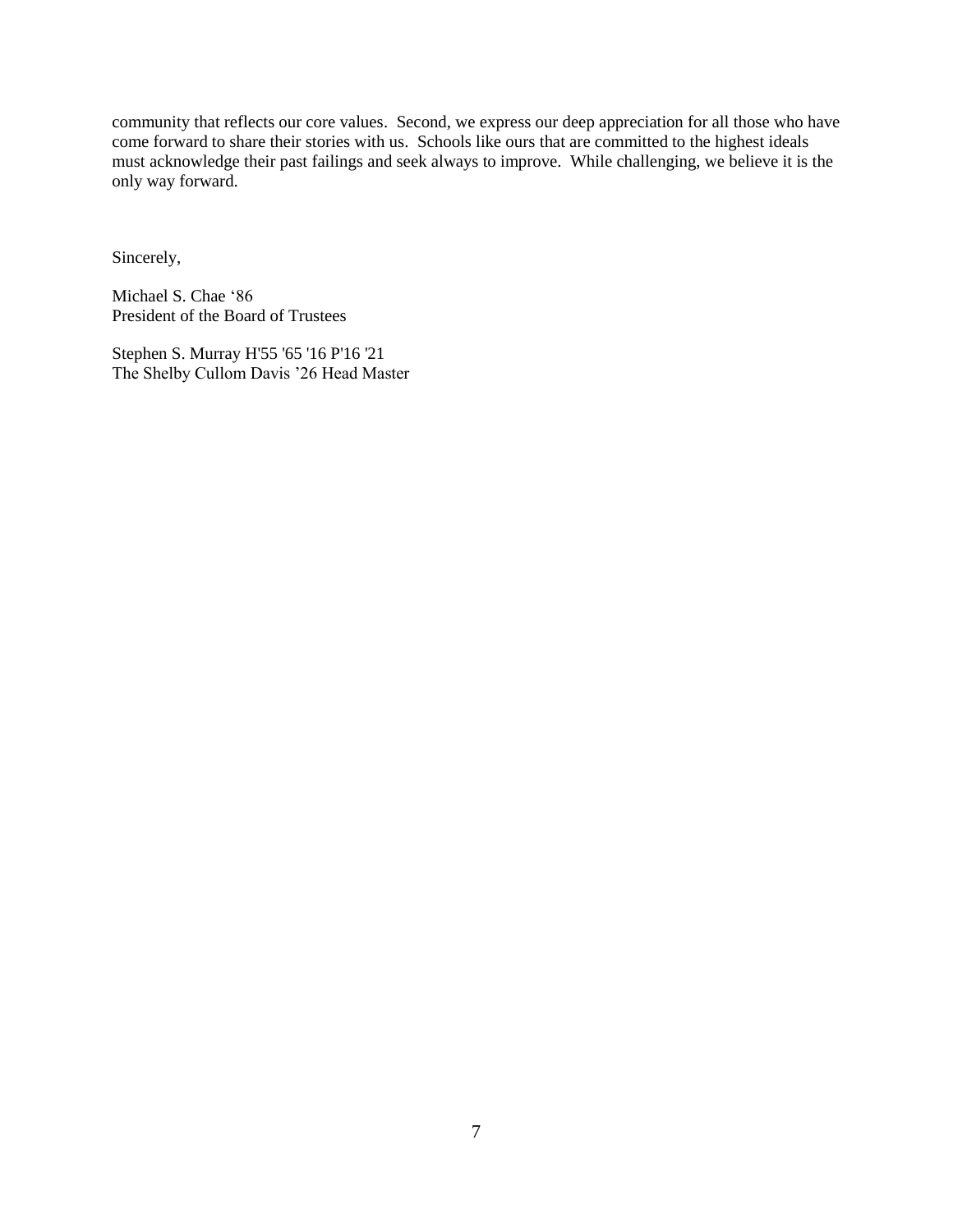community that reflects our core values. Second, we express our deep appreciation for all those who have come forward to share their stories with us. Schools like ours that are committed to the highest ideals must acknowledge their past failings and seek always to improve. While challenging, we believe it is the only way forward.

Sincerely,

Michael S. Chae '86
President of the Board of Trustees

Stephen S. Murray H'55 '65 '16 P'16 '21
The Shelby Cullom Davis '26 Head Master